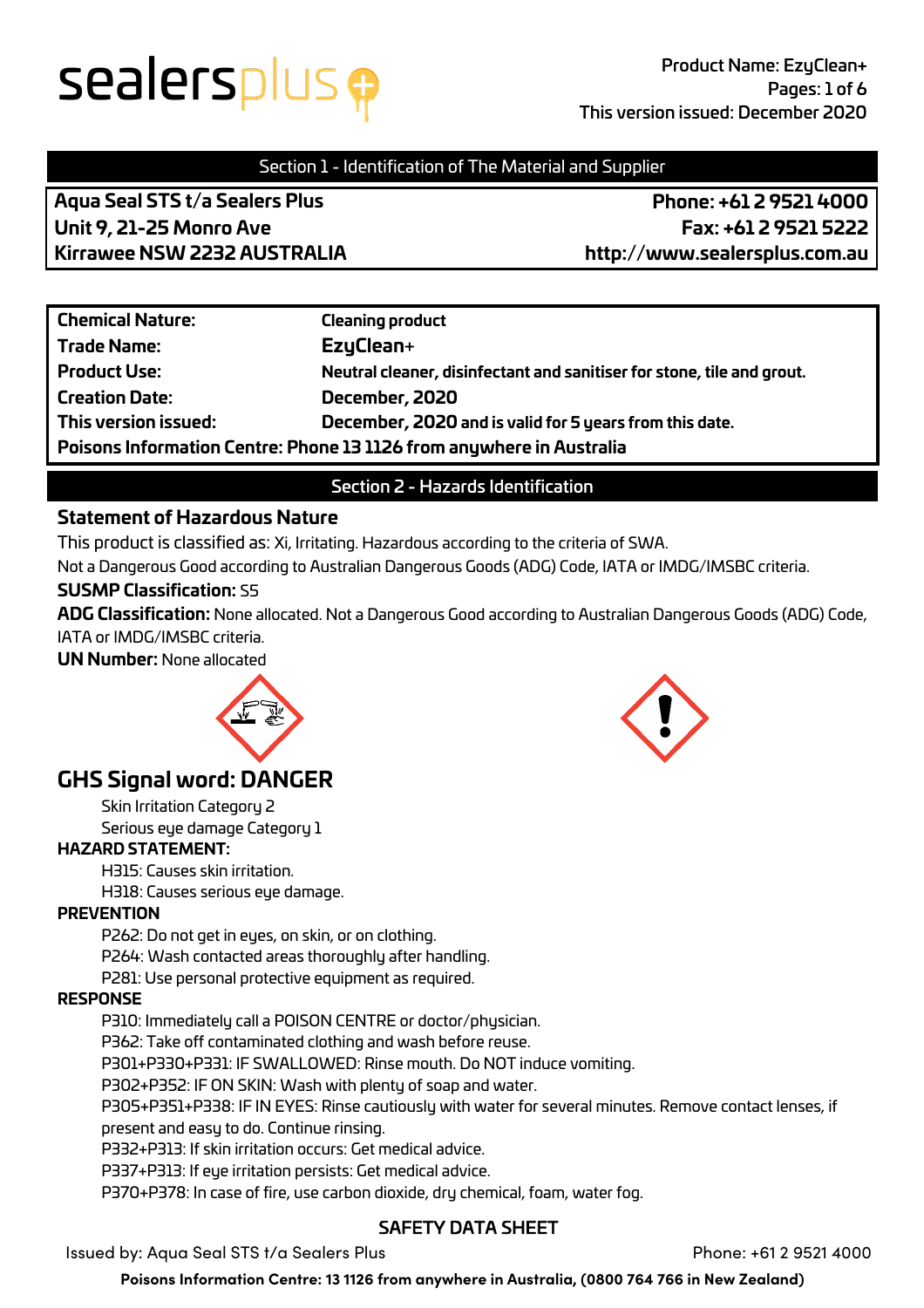Product Name: EzyClean+
This version issued: December 2020

## Section 1 - Identification of The Material and Supplier

**Aqua Seal STS t/a Sealers Plus**
**Unit 9, 21-25 Monro Ave**
**Kirrawee NSW 2232 AUSTRALIA**

**Phone: +61 2 9521 4000**
**Fax: +61 2 9521 5222**
**http://www.sealersplus.com.au**

| | |
|---|---|
| **Chemical Nature:** | **Cleaning product** |
| **Trade Name:** | **EzyClean+** |
| **Product Use:** | **Neutral cleaner, disinfectant and sanitiser for stone, tile and grout.** |
| **Creation Date:** | **December, 2020** |
| **This version issued:** | **December, 2020 and is valid for 5 years from this date.** |

**Poisons Information Centre: Phone 13 1126 from anywhere in Australia**

## Section 2 - Hazards Identification

### Statement of Hazardous Nature

This product is classified as: Xi, Irritating. Hazardous according to the criteria of SWA.

Not a Dangerous Good according to Australian Dangerous Goods (ADG) Code, IATA or IMDG/IMSBC criteria.

**SUSMP Classification:** S5

**ADG Classification:** None allocated. Not a Dangerous Good according to Australian Dangerous Goods (ADG) Code, IATA or IMDG/IMSBC criteria.

**UN Number:** None allocated

### GHS Signal word: DANGER

Skin Irritation Category 2
Serious eye damage Category 1

**HAZARD STATEMENT:**

H315: Causes skin irritation.
H318: Causes serious eye damage.

**PREVENTION**

P262: Do not get in eyes, on skin, or on clothing.
P264: Wash contacted areas thoroughly after handling.
P281: Use personal protective equipment as required.

**RESPONSE**

P310: Immediately call a POISON CENTRE or doctor/physician.
P362: Take off contaminated clothing and wash before reuse.
P301+P330+P331: IF SWALLOWED: Rinse mouth. Do NOT induce vomiting.
P302+P352: IF ON SKIN: Wash with plenty of soap and water.
P305+P351+P338: IF IN EYES: Rinse cautiously with water for several minutes. Remove contact lenses, if present and easy to do. Continue rinsing.
P332+P313: If skin irritation occurs: Get medical advice.
P337+P313: If eye irritation persists: Get medical advice.
P370+P378: In case of fire, use carbon dioxide, dry chemical, foam, water fog.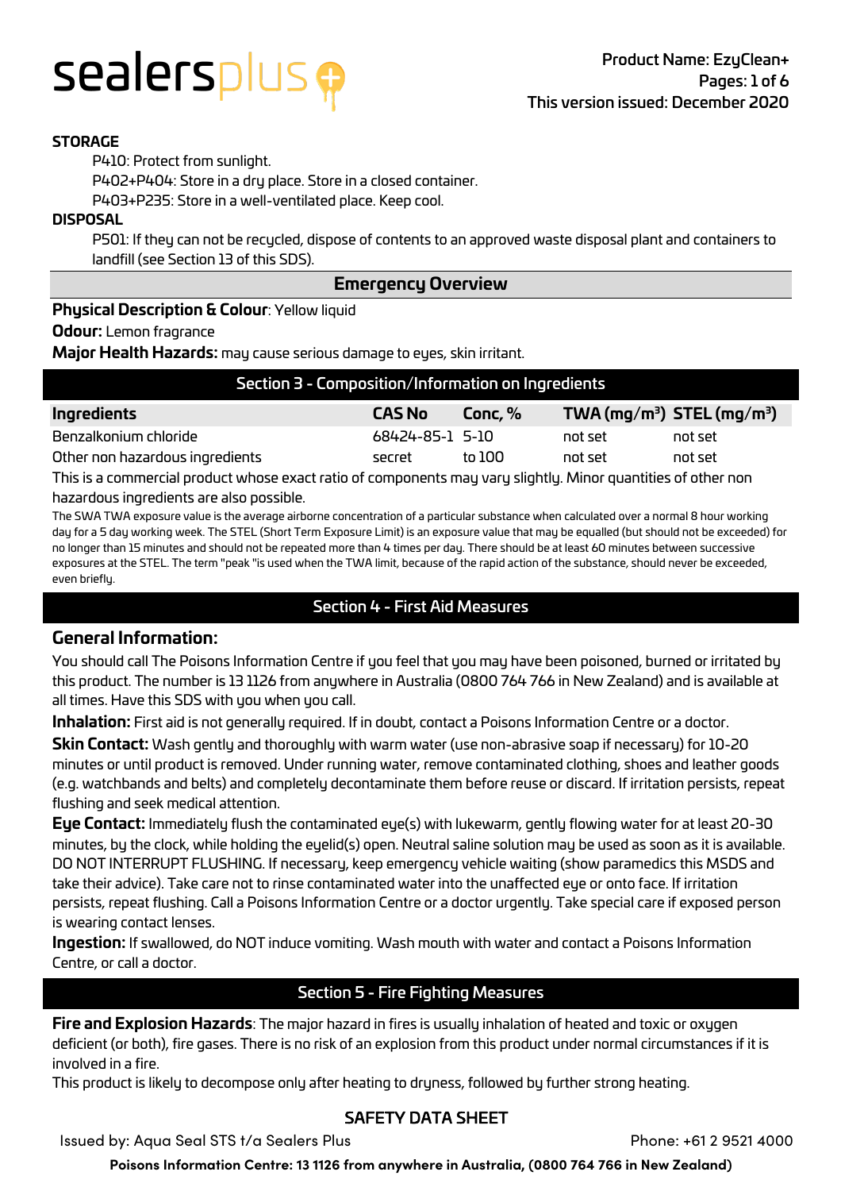**STORAGE**

P410: Protect from sunlight.

P402+P404: Store in a dry place. Store in a closed container.

P403+P235: Store in a well-ventilated place. Keep cool.

**DISPOSAL**

P501: If they can not be recycled, dispose of contents to an approved waste disposal plant and containers to landfill (see Section 13 of this SDS).

## Emergency Overview

**Physical Description & Colour**: Yellow liquid

**Odour:** Lemon fragrance

**Major Health Hazards:** may cause serious damage to eyes, skin irritant.

## Section 3 - Composition/Information on Ingredients

| Ingredients | CAS No | Conc, % | TWA ($mg/m^3$) | STEL ($mg/m^3$) |
|---|---|---|---|---|
| Benzalkonium chloride | 68424-85-1 | 5-10 | not set | not set |
| Other non hazardous ingredients | secret | to 100 | not set | not set |

This is a commercial product whose exact ratio of components may vary slightly. Minor quantities of other non hazardous ingredients are also possible.

The SWA TWA exposure value is the average airborne concentration of a particular substance when calculated over a normal 8 hour working day for a 5 day working week. The STEL (Short Term Exposure Limit) is an exposure value that may be equalled (but should not be exceeded) for no longer than 15 minutes and should not be repeated more than 4 times per day. There should be at least 60 minutes between successive exposures at the STEL. The term "peak "is used when the TWA limit, because of the rapid action of the substance, should never be exceeded, even briefly.

## Section 4 - First Aid Measures

### General Information:

You should call The Poisons Information Centre if you feel that you may have been poisoned, burned or irritated by this product. The number is 13 1126 from anywhere in Australia (0800 764 766 in New Zealand) and is available at all times. Have this SDS with you when you call.

**Inhalation:** First aid is not generally required. If in doubt, contact a Poisons Information Centre or a doctor.

**Skin Contact:** Wash gently and thoroughly with warm water (use non-abrasive soap if necessary) for 10-20 minutes or until product is removed. Under running water, remove contaminated clothing, shoes and leather goods (e.g. watchbands and belts) and completely decontaminate them before reuse or discard. If irritation persists, repeat flushing and seek medical attention.

**Eye Contact:** Immediately flush the contaminated eye(s) with lukewarm, gently flowing water for at least 20-30 minutes, by the clock, while holding the eyelid(s) open. Neutral saline solution may be used as soon as it is available. DO NOT INTERRUPT FLUSHING. If necessary, keep emergency vehicle waiting (show paramedics this MSDS and take their advice). Take care not to rinse contaminated water into the unaffected eye or onto face. If irritation persists, repeat flushing. Call a Poisons Information Centre or a doctor urgently. Take special care if exposed person is wearing contact lenses.

**Ingestion:** If swallowed, do NOT induce vomiting. Wash mouth with water and contact a Poisons Information Centre, or call a doctor.

## Section 5 - Fire Fighting Measures

**Fire and Explosion Hazards**: The major hazard in fires is usually inhalation of heated and toxic or oxygen deficient (or both), fire gases. There is no risk of an explosion from this product under normal circumstances if it is involved in a fire.

This product is likely to decompose only after heating to dryness, followed by further strong heating.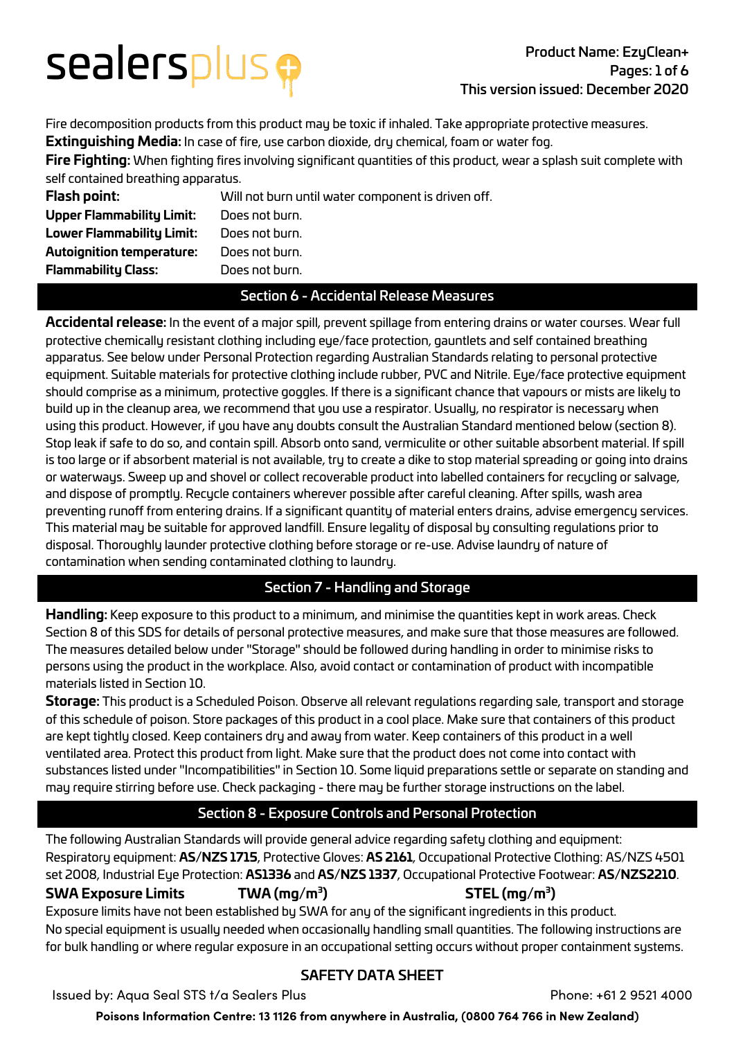Fire decomposition products from this product may be toxic if inhaled. Take appropriate protective measures.

**Extinguishing Media:** In case of fire, use carbon dioxide, dry chemical, foam or water fog.

**Fire Fighting:** When fighting fires involving significant quantities of this product, wear a splash suit complete with self contained breathing apparatus.

| | |
|---|---|
| **Flash point:** | Will not burn until water component is driven off. |
| **Upper Flammability Limit:** | Does not burn. |
| **Lower Flammability Limit:** | Does not burn. |
| **Autoignition temperature:** | Does not burn. |
| **Flammability Class:** | Does not burn. |

## Section 6 - Accidental Release Measures

**Accidental release:** In the event of a major spill, prevent spillage from entering drains or water courses. Wear full protective chemically resistant clothing including eye/face protection, gauntlets and self contained breathing apparatus. See below under Personal Protection regarding Australian Standards relating to personal protective equipment. Suitable materials for protective clothing include rubber, PVC and Nitrile. Eye/face protective equipment should comprise as a minimum, protective goggles. If there is a significant chance that vapours or mists are likely to build up in the cleanup area, we recommend that you use a respirator. Usually, no respirator is necessary when using this product. However, if you have any doubts consult the Australian Standard mentioned below (section 8). Stop leak if safe to do so, and contain spill. Absorb onto sand, vermiculite or other suitable absorbent material. If spill is too large or if absorbent material is not available, try to create a dike to stop material spreading or going into drains or waterways. Sweep up and shovel or collect recoverable product into labelled containers for recycling or salvage, and dispose of promptly. Recycle containers wherever possible after careful cleaning. After spills, wash area preventing runoff from entering drains. If a significant quantity of material enters drains, advise emergency services. This material may be suitable for approved landfill. Ensure legality of disposal by consulting regulations prior to disposal. Thoroughly launder protective clothing before storage or re-use. Advise laundry of nature of contamination when sending contaminated clothing to laundry.

## Section 7 - Handling and Storage

**Handling:** Keep exposure to this product to a minimum, and minimise the quantities kept in work areas. Check Section 8 of this SDS for details of personal protective measures, and make sure that those measures are followed. The measures detailed below under "Storage" should be followed during handling in order to minimise risks to persons using the product in the workplace. Also, avoid contact or contamination of product with incompatible materials listed in Section 10.

**Storage:** This product is a Scheduled Poison. Observe all relevant regulations regarding sale, transport and storage of this schedule of poison. Store packages of this product in a cool place. Make sure that containers of this product are kept tightly closed. Keep containers dry and away from water. Keep containers of this product in a well ventilated area. Protect this product from light. Make sure that the product does not come into contact with substances listed under "Incompatibilities" in Section 10. Some liquid preparations settle or separate on standing and may require stirring before use. Check packaging - there may be further storage instructions on the label.

## Section 8 - Exposure Controls and Personal Protection

The following Australian Standards will provide general advice regarding safety clothing and equipment: Respiratory equipment: **AS/NZS 1715**, Protective Gloves: **AS 2161**, Occupational Protective Clothing: AS/NZS 4501 set 2008, Industrial Eye Protection: **AS1336** and **AS/NZS 1337**, Occupational Protective Footwear: **AS/NZS2210**.

| **SWA Exposure Limits** | **TWA (mg/m³)** | **STEL (mg/m³)** |
|---|---|---|

Exposure limits have not been established by SWA for any of the significant ingredients in this product.

No special equipment is usually needed when occasionally handling small quantities. The following instructions are for bulk handling or where regular exposure in an occupational setting occurs without proper containment systems.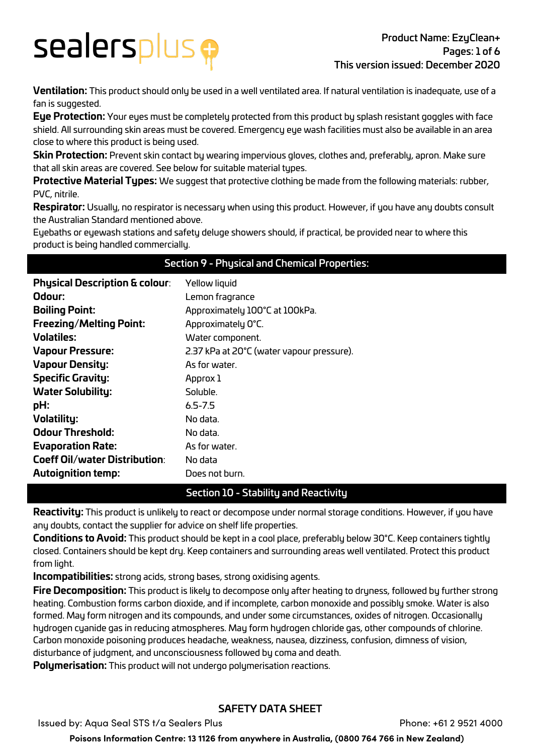**Ventilation:** This product should only be used in a well ventilated area. If natural ventilation is inadequate, use of a fan is suggested.

**Eye Protection:** Your eyes must be completely protected from this product by splash resistant goggles with face shield. All surrounding skin areas must be covered. Emergency eye wash facilities must also be available in an area close to where this product is being used.

**Skin Protection:** Prevent skin contact by wearing impervious gloves, clothes and, preferably, apron. Make sure that all skin areas are covered. See below for suitable material types.

**Protective Material Types:** We suggest that protective clothing be made from the following materials: rubber, PVC, nitrile.

**Respirator:** Usually, no respirator is necessary when using this product. However, if you have any doubts consult the Australian Standard mentioned above.

Eyebaths or eyewash stations and safety deluge showers should, if practical, be provided near to where this product is being handled commercially.

## Section 9 - Physical and Chemical Properties:

| | |
|---|---|
| **Physical Description & colour**: | Yellow liquid |
| **Odour:** | Lemon fragrance |
| **Boiling Point:** | Approximately 100°C at 100kPa. |
| **Freezing/Melting Point:** | Approximately 0°C. |
| **Volatiles:** | Water component. |
| **Vapour Pressure:** | 2.37 kPa at 20°C (water vapour pressure). |
| **Vapour Density:** | As for water. |
| **Specific Gravity:** | Approx 1 |
| **Water Solubility:** | Soluble. |
| **pH:** | 6.5-7.5 |
| **Volatility:** | No data. |
| **Odour Threshold:** | No data. |
| **Evaporation Rate:** | As for water. |
| **Coeff Oil/water Distribution**: | No data |
| **Autoignition temp:** | Does not burn. |

## Section 10 - Stability and Reactivity

**Reactivity:** This product is unlikely to react or decompose under normal storage conditions. However, if you have any doubts, contact the supplier for advice on shelf life properties.

**Conditions to Avoid:** This product should be kept in a cool place, preferably below 30°C. Keep containers tightly closed. Containers should be kept dry. Keep containers and surrounding areas well ventilated. Protect this product from light.

**Incompatibilities:** strong acids, strong bases, strong oxidising agents.

**Fire Decomposition:** This product is likely to decompose only after heating to dryness, followed by further strong heating. Combustion forms carbon dioxide, and if incomplete, carbon monoxide and possibly smoke. Water is also formed. May form nitrogen and its compounds, and under some circumstances, oxides of nitrogen. Occasionally hydrogen cyanide gas in reducing atmospheres. May form hydrogen chloride gas, other compounds of chlorine. Carbon monoxide poisoning produces headache, weakness, nausea, dizziness, confusion, dimness of vision, disturbance of judgment, and unconsciousness followed by coma and death.

**Polymerisation:** This product will not undergo polymerisation reactions.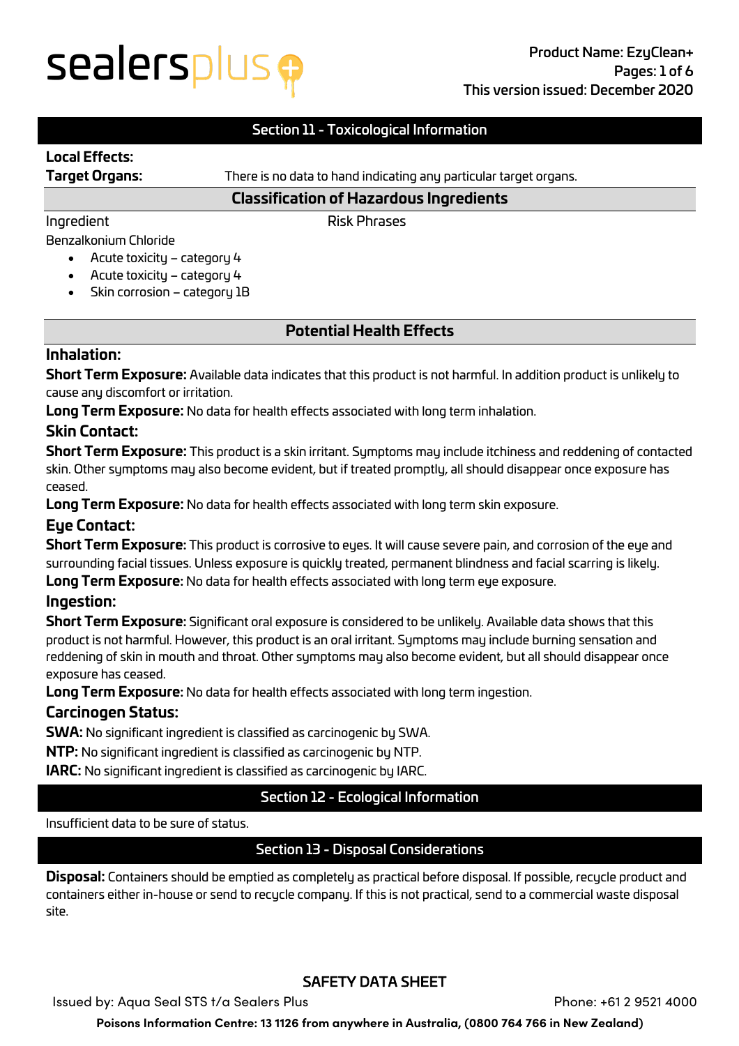## Section 11 - Toxicological Information

**Local Effects:**

**Target Organs:** There is no data to hand indicating any particular target organs.

### Classification of Hazardous Ingredients

| Ingredient | Risk Phrases |
|---|---|

Benzalkonium Chloride

- Acute toxicity – category 4
- Acute toxicity – category 4
- Skin corrosion – category 1B

### Potential Health Effects

#### Inhalation:

**Short Term Exposure:** Available data indicates that this product is not harmful. In addition product is unlikely to cause any discomfort or irritation.

**Long Term Exposure:** No data for health effects associated with long term inhalation.

#### Skin Contact:

**Short Term Exposure:** This product is a skin irritant. Symptoms may include itchiness and reddening of contacted skin. Other symptoms may also become evident, but if treated promptly, all should disappear once exposure has ceased.

**Long Term Exposure:** No data for health effects associated with long term skin exposure.

#### Eye Contact:

**Short Term Exposure:** This product is corrosive to eyes. It will cause severe pain, and corrosion of the eye and surrounding facial tissues. Unless exposure is quickly treated, permanent blindness and facial scarring is likely.

**Long Term Exposure:** No data for health effects associated with long term eye exposure.

#### Ingestion:

**Short Term Exposure:** Significant oral exposure is considered to be unlikely. Available data shows that this product is not harmful. However, this product is an oral irritant. Symptoms may include burning sensation and reddening of skin in mouth and throat. Other symptoms may also become evident, but all should disappear once exposure has ceased.

**Long Term Exposure:** No data for health effects associated with long term ingestion.

#### Carcinogen Status:

**SWA:** No significant ingredient is classified as carcinogenic by SWA.

**NTP:** No significant ingredient is classified as carcinogenic by NTP.

**IARC:** No significant ingredient is classified as carcinogenic by IARC.

## Section 12 - Ecological Information

Insufficient data to be sure of status.

## Section 13 - Disposal Considerations

**Disposal:** Containers should be emptied as completely as practical before disposal. If possible, recycle product and containers either in-house or send to recycle company. If this is not practical, send to a commercial waste disposal site.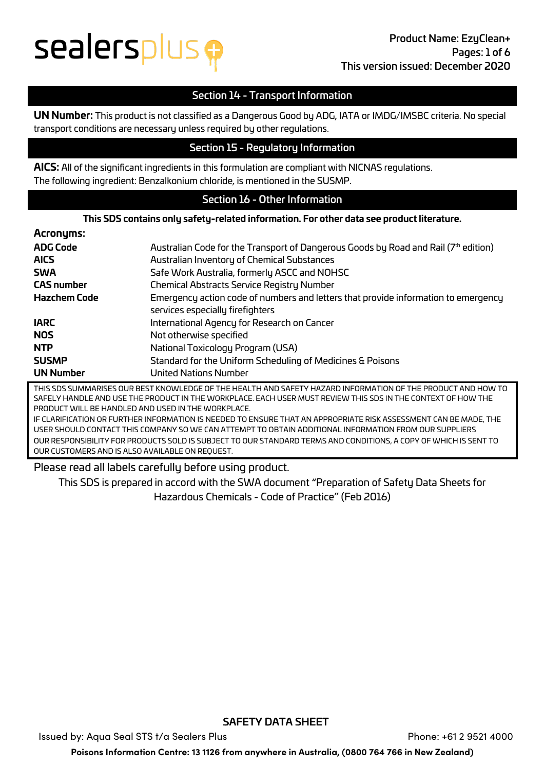## Section 14 - Transport Information

**UN Number:** This product is not classified as a Dangerous Good by ADG, IATA or IMDG/IMSBC criteria. No special transport conditions are necessary unless required by other regulations.

## Section 15 - Regulatory Information

**AICS:** All of the significant ingredients in this formulation are compliant with NICNAS regulations.
The following ingredient: Benzalkonium chloride, is mentioned in the SUSMP.

## Section 16 - Other Information

**This SDS contains only safety-related information. For other data see product literature.**

**Acronyms:**

| | |
|---|---|
| **ADG Code** | Australian Code for the Transport of Dangerous Goods by Road and Rail (7th edition) |
| **AICS** | Australian Inventory of Chemical Substances |
| **SWA** | Safe Work Australia, formerly ASCC and NOHSC |
| **CAS number** | Chemical Abstracts Service Registry Number |
| **Hazchem Code** | Emergency action code of numbers and letters that provide information to emergency services especially firefighters |
| **IARC** | International Agency for Research on Cancer |
| **NOS** | Not otherwise specified |
| **NTP** | National Toxicology Program (USA) |
| **SUSMP** | Standard for the Uniform Scheduling of Medicines & Poisons |
| **UN Number** | United Nations Number |

THIS SDS SUMMARISES OUR BEST KNOWLEDGE OF THE HEALTH AND SAFETY HAZARD INFORMATION OF THE PRODUCT AND HOW TO SAFELY HANDLE AND USE THE PRODUCT IN THE WORKPLACE. EACH USER MUST REVIEW THIS SDS IN THE CONTEXT OF HOW THE PRODUCT WILL BE HANDLED AND USED IN THE WORKPLACE.
IF CLARIFICATION OR FURTHER INFORMATION IS NEEDED TO ENSURE THAT AN APPROPRIATE RISK ASSESSMENT CAN BE MADE, THE USER SHOULD CONTACT THIS COMPANY SO WE CAN ATTEMPT TO OBTAIN ADDITIONAL INFORMATION FROM OUR SUPPLIERS
OUR RESPONSIBILITY FOR PRODUCTS SOLD IS SUBJECT TO OUR STANDARD TERMS AND CONDITIONS, A COPY OF WHICH IS SENT TO OUR CUSTOMERS AND IS ALSO AVAILABLE ON REQUEST.

Please read all labels carefully before using product.

This SDS is prepared in accord with the SWA document "Preparation of Safety Data Sheets for Hazardous Chemicals - Code of Practice" (Feb 2016)